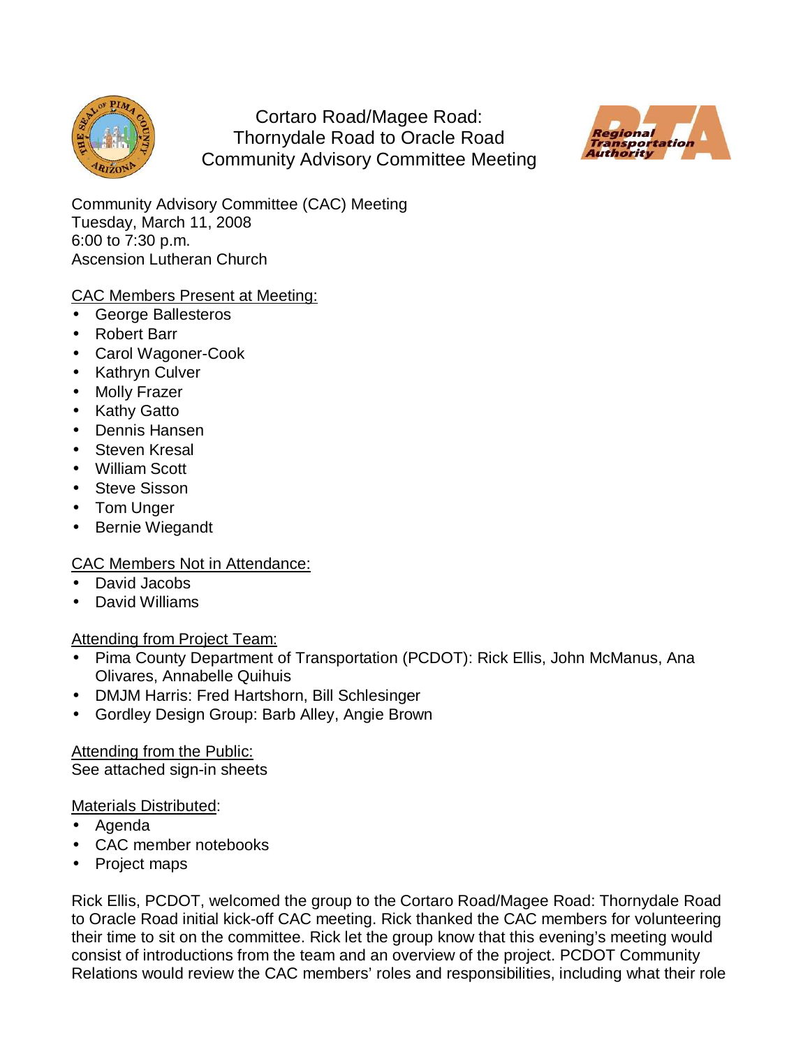# Cortaro Road/Magee Road: Thornydale Road to Oracle Road Community Advisory Committee Meeting

Community Advisory Committee (CAC) Meeting
Tuesday, March 11, 2008
6:00 to 7:30 p.m.
Ascension Lutheran Church

CAC Members Present at Meeting:

- George Ballesteros
- Robert Barr
- Carol Wagoner-Cook
- Kathryn Culver
- Molly Frazer
- Kathy Gatto
- Dennis Hansen
- Steven Kresal
- William Scott
- Steve Sisson
- Tom Unger
- Bernie Wiegandt

CAC Members Not in Attendance:

- David Jacobs
- David Williams

Attending from Project Team:

- Pima County Department of Transportation (PCDOT): Rick Ellis, John McManus, Ana Olivares, Annabelle Quihuis
- DMJM Harris: Fred Hartshorn, Bill Schlesinger
- Gordley Design Group: Barb Alley, Angie Brown

Attending from the Public:
See attached sign-in sheets

Materials Distributed:

- Agenda
- CAC member notebooks
- Project maps

Rick Ellis, PCDOT, welcomed the group to the Cortaro Road/Magee Road: Thornydale Road to Oracle Road initial kick-off CAC meeting. Rick thanked the CAC members for volunteering their time to sit on the committee. Rick let the group know that this evening's meeting would consist of introductions from the team and an overview of the project. PCDOT Community Relations would review the CAC members' roles and responsibilities, including what their role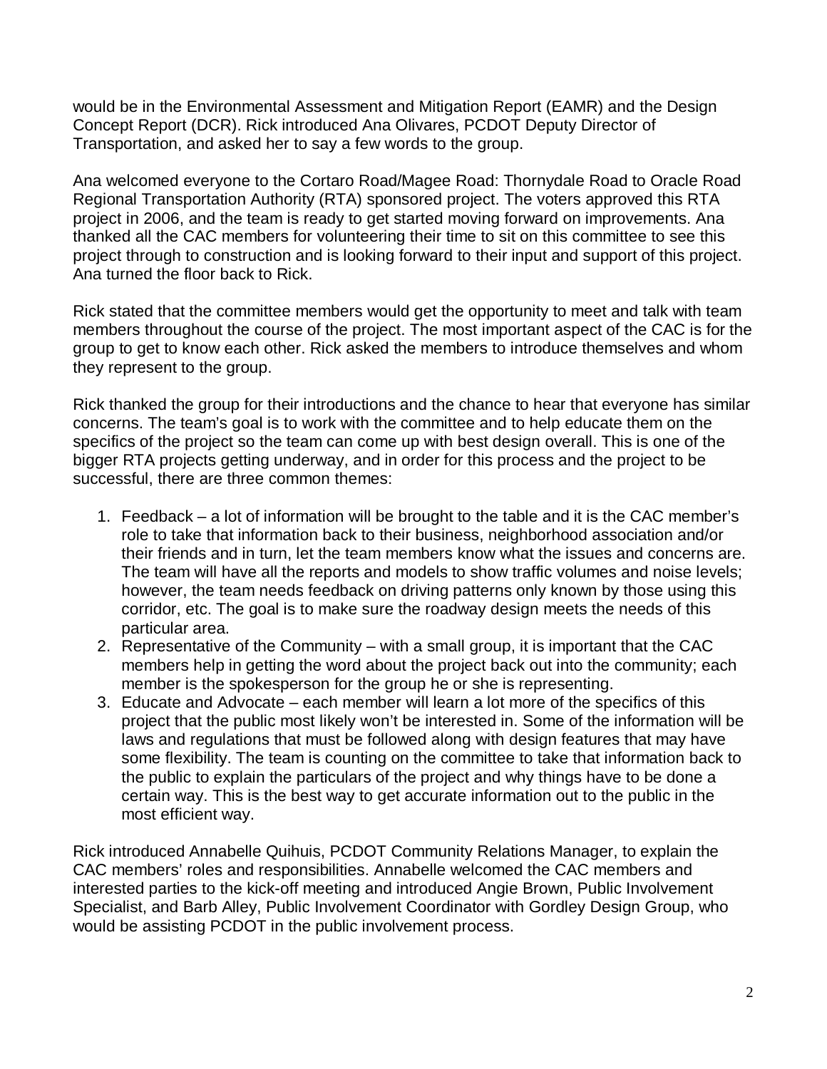would be in the Environmental Assessment and Mitigation Report (EAMR) and the Design Concept Report (DCR). Rick introduced Ana Olivares, PCDOT Deputy Director of Transportation, and asked her to say a few words to the group.

Ana welcomed everyone to the Cortaro Road/Magee Road: Thornydale Road to Oracle Road Regional Transportation Authority (RTA) sponsored project. The voters approved this RTA project in 2006, and the team is ready to get started moving forward on improvements. Ana thanked all the CAC members for volunteering their time to sit on this committee to see this project through to construction and is looking forward to their input and support of this project. Ana turned the floor back to Rick.

Rick stated that the committee members would get the opportunity to meet and talk with team members throughout the course of the project. The most important aspect of the CAC is for the group to get to know each other. Rick asked the members to introduce themselves and whom they represent to the group.

Rick thanked the group for their introductions and the chance to hear that everyone has similar concerns. The team's goal is to work with the committee and to help educate them on the specifics of the project so the team can come up with best design overall. This is one of the bigger RTA projects getting underway, and in order for this process and the project to be successful, there are three common themes:

1. Feedback – a lot of information will be brought to the table and it is the CAC member's role to take that information back to their business, neighborhood association and/or their friends and in turn, let the team members know what the issues and concerns are. The team will have all the reports and models to show traffic volumes and noise levels; however, the team needs feedback on driving patterns only known by those using this corridor, etc. The goal is to make sure the roadway design meets the needs of this particular area.
2. Representative of the Community – with a small group, it is important that the CAC members help in getting the word about the project back out into the community; each member is the spokesperson for the group he or she is representing.
3. Educate and Advocate – each member will learn a lot more of the specifics of this project that the public most likely won't be interested in. Some of the information will be laws and regulations that must be followed along with design features that may have some flexibility. The team is counting on the committee to take that information back to the public to explain the particulars of the project and why things have to be done a certain way. This is the best way to get accurate information out to the public in the most efficient way.

Rick introduced Annabelle Quihuis, PCDOT Community Relations Manager, to explain the CAC members' roles and responsibilities. Annabelle welcomed the CAC members and interested parties to the kick-off meeting and introduced Angie Brown, Public Involvement Specialist, and Barb Alley, Public Involvement Coordinator with Gordley Design Group, who would be assisting PCDOT in the public involvement process.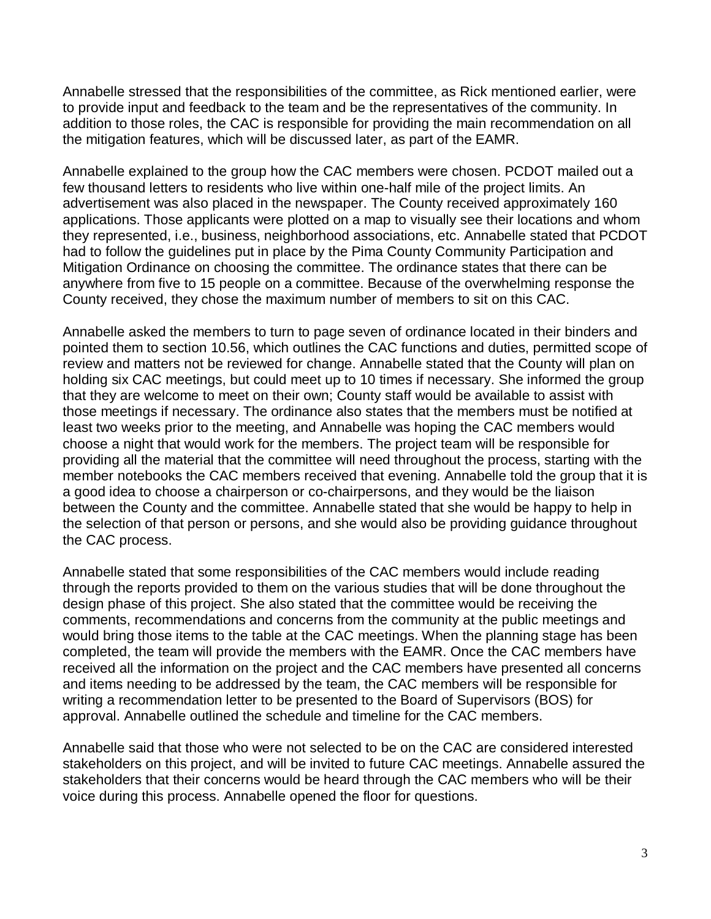Annabelle stressed that the responsibilities of the committee, as Rick mentioned earlier, were to provide input and feedback to the team and be the representatives of the community. In addition to those roles, the CAC is responsible for providing the main recommendation on all the mitigation features, which will be discussed later, as part of the EAMR.

Annabelle explained to the group how the CAC members were chosen. PCDOT mailed out a few thousand letters to residents who live within one-half mile of the project limits. An advertisement was also placed in the newspaper. The County received approximately 160 applications. Those applicants were plotted on a map to visually see their locations and whom they represented, i.e., business, neighborhood associations, etc. Annabelle stated that PCDOT had to follow the guidelines put in place by the Pima County Community Participation and Mitigation Ordinance on choosing the committee. The ordinance states that there can be anywhere from five to 15 people on a committee. Because of the overwhelming response the County received, they chose the maximum number of members to sit on this CAC.

Annabelle asked the members to turn to page seven of ordinance located in their binders and pointed them to section 10.56, which outlines the CAC functions and duties, permitted scope of review and matters not be reviewed for change. Annabelle stated that the County will plan on holding six CAC meetings, but could meet up to 10 times if necessary. She informed the group that they are welcome to meet on their own; County staff would be available to assist with those meetings if necessary. The ordinance also states that the members must be notified at least two weeks prior to the meeting, and Annabelle was hoping the CAC members would choose a night that would work for the members. The project team will be responsible for providing all the material that the committee will need throughout the process, starting with the member notebooks the CAC members received that evening. Annabelle told the group that it is a good idea to choose a chairperson or co-chairpersons, and they would be the liaison between the County and the committee. Annabelle stated that she would be happy to help in the selection of that person or persons, and she would also be providing guidance throughout the CAC process.

Annabelle stated that some responsibilities of the CAC members would include reading through the reports provided to them on the various studies that will be done throughout the design phase of this project. She also stated that the committee would be receiving the comments, recommendations and concerns from the community at the public meetings and would bring those items to the table at the CAC meetings. When the planning stage has been completed, the team will provide the members with the EAMR. Once the CAC members have received all the information on the project and the CAC members have presented all concerns and items needing to be addressed by the team, the CAC members will be responsible for writing a recommendation letter to be presented to the Board of Supervisors (BOS) for approval. Annabelle outlined the schedule and timeline for the CAC members.

Annabelle said that those who were not selected to be on the CAC are considered interested stakeholders on this project, and will be invited to future CAC meetings. Annabelle assured the stakeholders that their concerns would be heard through the CAC members who will be their voice during this process. Annabelle opened the floor for questions.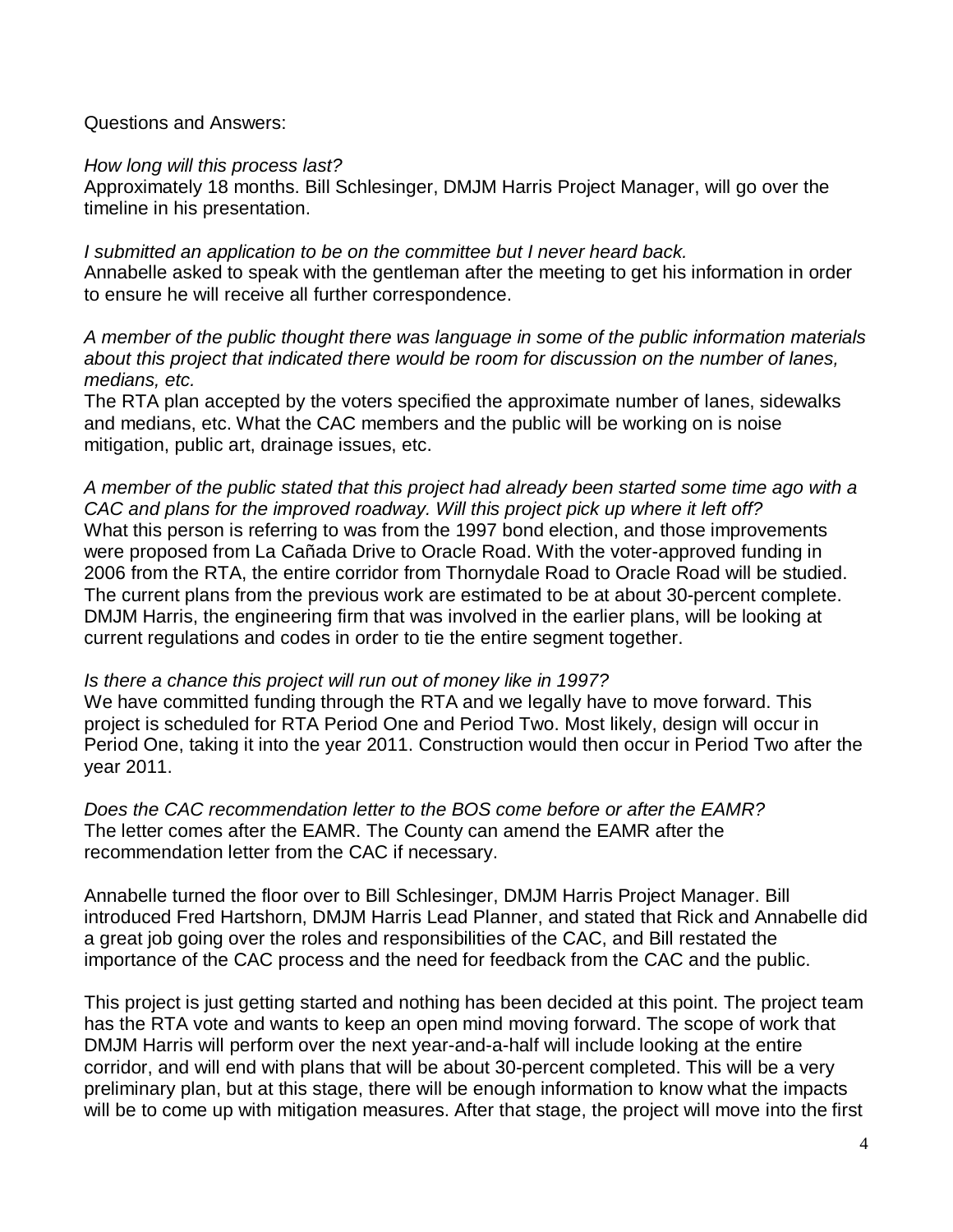Questions and Answers:

*How long will this process last?*
Approximately 18 months. Bill Schlesinger, DMJM Harris Project Manager, will go over the timeline in his presentation.

*I submitted an application to be on the committee but I never heard back.*
Annabelle asked to speak with the gentleman after the meeting to get his information in order to ensure he will receive all further correspondence.

*A member of the public thought there was language in some of the public information materials about this project that indicated there would be room for discussion on the number of lanes, medians, etc.*
The RTA plan accepted by the voters specified the approximate number of lanes, sidewalks and medians, etc. What the CAC members and the public will be working on is noise mitigation, public art, drainage issues, etc.

*A member of the public stated that this project had already been started some time ago with a CAC and plans for the improved roadway. Will this project pick up where it left off?*
What this person is referring to was from the 1997 bond election, and those improvements were proposed from La Cañada Drive to Oracle Road. With the voter-approved funding in 2006 from the RTA, the entire corridor from Thornydale Road to Oracle Road will be studied. The current plans from the previous work are estimated to be at about 30-percent complete. DMJM Harris, the engineering firm that was involved in the earlier plans, will be looking at current regulations and codes in order to tie the entire segment together.

*Is there a chance this project will run out of money like in 1997?*
We have committed funding through the RTA and we legally have to move forward. This project is scheduled for RTA Period One and Period Two. Most likely, design will occur in Period One, taking it into the year 2011. Construction would then occur in Period Two after the year 2011.

*Does the CAC recommendation letter to the BOS come before or after the EAMR?*
The letter comes after the EAMR. The County can amend the EAMR after the recommendation letter from the CAC if necessary.

Annabelle turned the floor over to Bill Schlesinger, DMJM Harris Project Manager. Bill introduced Fred Hartshorn, DMJM Harris Lead Planner, and stated that Rick and Annabelle did a great job going over the roles and responsibilities of the CAC, and Bill restated the importance of the CAC process and the need for feedback from the CAC and the public.

This project is just getting started and nothing has been decided at this point. The project team has the RTA vote and wants to keep an open mind moving forward. The scope of work that DMJM Harris will perform over the next year-and-a-half will include looking at the entire corridor, and will end with plans that will be about 30-percent completed. This will be a very preliminary plan, but at this stage, there will be enough information to know what the impacts will be to come up with mitigation measures. After that stage, the project will move into the first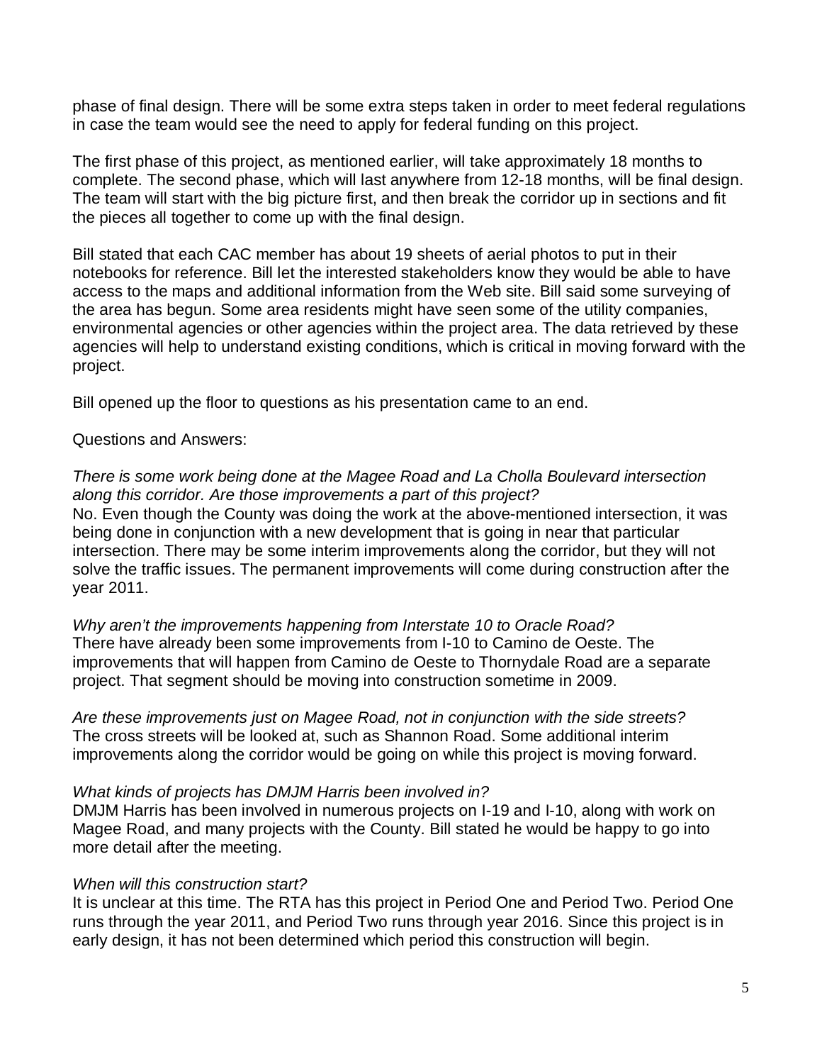phase of final design. There will be some extra steps taken in order to meet federal regulations in case the team would see the need to apply for federal funding on this project.

The first phase of this project, as mentioned earlier, will take approximately 18 months to complete. The second phase, which will last anywhere from 12-18 months, will be final design. The team will start with the big picture first, and then break the corridor up in sections and fit the pieces all together to come up with the final design.

Bill stated that each CAC member has about 19 sheets of aerial photos to put in their notebooks for reference. Bill let the interested stakeholders know they would be able to have access to the maps and additional information from the Web site. Bill said some surveying of the area has begun. Some area residents might have seen some of the utility companies, environmental agencies or other agencies within the project area. The data retrieved by these agencies will help to understand existing conditions, which is critical in moving forward with the project.

Bill opened up the floor to questions as his presentation came to an end.

Questions and Answers:

*There is some work being done at the Magee Road and La Cholla Boulevard intersection along this corridor. Are those improvements a part of this project?*
No. Even though the County was doing the work at the above-mentioned intersection, it was being done in conjunction with a new development that is going in near that particular intersection. There may be some interim improvements along the corridor, but they will not solve the traffic issues. The permanent improvements will come during construction after the year 2011.

*Why aren't the improvements happening from Interstate 10 to Oracle Road?*
There have already been some improvements from I-10 to Camino de Oeste. The improvements that will happen from Camino de Oeste to Thornydale Road are a separate project. That segment should be moving into construction sometime in 2009.

*Are these improvements just on Magee Road, not in conjunction with the side streets?*
The cross streets will be looked at, such as Shannon Road. Some additional interim improvements along the corridor would be going on while this project is moving forward.

*What kinds of projects has DMJM Harris been involved in?*
DMJM Harris has been involved in numerous projects on I-19 and I-10, along with work on Magee Road, and many projects with the County. Bill stated he would be happy to go into more detail after the meeting.

*When will this construction start?*
It is unclear at this time. The RTA has this project in Period One and Period Two. Period One runs through the year 2011, and Period Two runs through year 2016. Since this project is in early design, it has not been determined which period this construction will begin.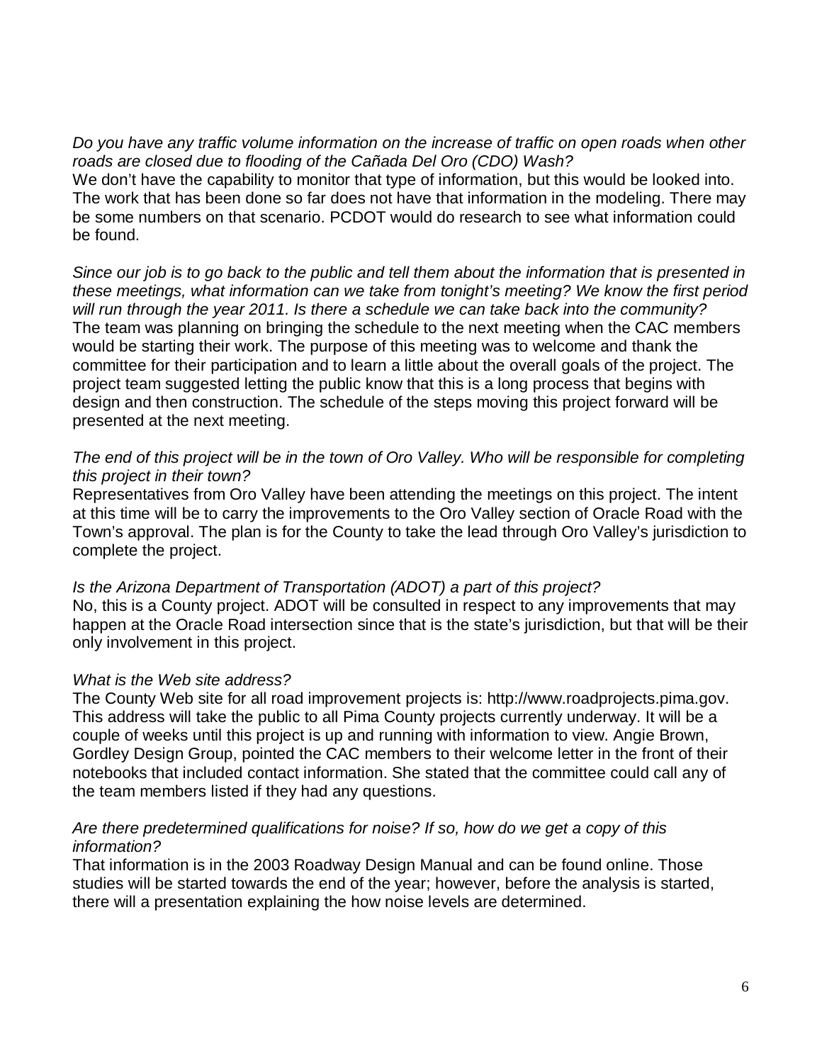*Do you have any traffic volume information on the increase of traffic on open roads when other roads are closed due to flooding of the Cañada Del Oro (CDO) Wash?*
We don't have the capability to monitor that type of information, but this would be looked into. The work that has been done so far does not have that information in the modeling. There may be some numbers on that scenario. PCDOT would do research to see what information could be found.

*Since our job is to go back to the public and tell them about the information that is presented in these meetings, what information can we take from tonight's meeting? We know the first period will run through the year 2011. Is there a schedule we can take back into the community?*
The team was planning on bringing the schedule to the next meeting when the CAC members would be starting their work. The purpose of this meeting was to welcome and thank the committee for their participation and to learn a little about the overall goals of the project. The project team suggested letting the public know that this is a long process that begins with design and then construction. The schedule of the steps moving this project forward will be presented at the next meeting.

*The end of this project will be in the town of Oro Valley. Who will be responsible for completing this project in their town?*
Representatives from Oro Valley have been attending the meetings on this project. The intent at this time will be to carry the improvements to the Oro Valley section of Oracle Road with the Town's approval. The plan is for the County to take the lead through Oro Valley's jurisdiction to complete the project.

*Is the Arizona Department of Transportation (ADOT) a part of this project?*
No, this is a County project. ADOT will be consulted in respect to any improvements that may happen at the Oracle Road intersection since that is the state's jurisdiction, but that will be their only involvement in this project.

*What is the Web site address?*
The County Web site for all road improvement projects is: http://www.roadprojects.pima.gov. This address will take the public to all Pima County projects currently underway. It will be a couple of weeks until this project is up and running with information to view. Angie Brown, Gordley Design Group, pointed the CAC members to their welcome letter in the front of their notebooks that included contact information. She stated that the committee could call any of the team members listed if they had any questions.

*Are there predetermined qualifications for noise? If so, how do we get a copy of this information?*
That information is in the 2003 Roadway Design Manual and can be found online. Those studies will be started towards the end of the year; however, before the analysis is started, there will a presentation explaining the how noise levels are determined.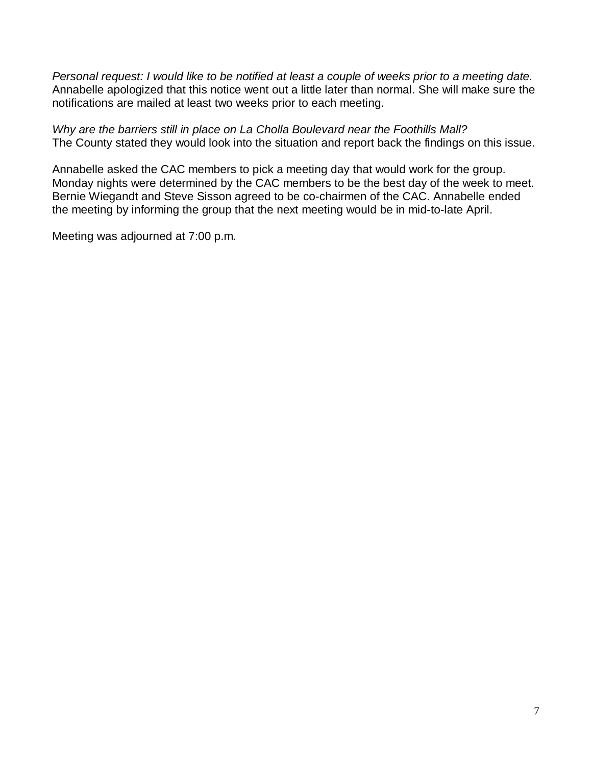*Personal request: I would like to be notified at least a couple of weeks prior to a meeting date.* Annabelle apologized that this notice went out a little later than normal. She will make sure the notifications are mailed at least two weeks prior to each meeting.

*Why are the barriers still in place on La Cholla Boulevard near the Foothills Mall?*
The County stated they would look into the situation and report back the findings on this issue.

Annabelle asked the CAC members to pick a meeting day that would work for the group. Monday nights were determined by the CAC members to be the best day of the week to meet. Bernie Wiegandt and Steve Sisson agreed to be co-chairmen of the CAC. Annabelle ended the meeting by informing the group that the next meeting would be in mid-to-late April.

Meeting was adjourned at 7:00 p.m.